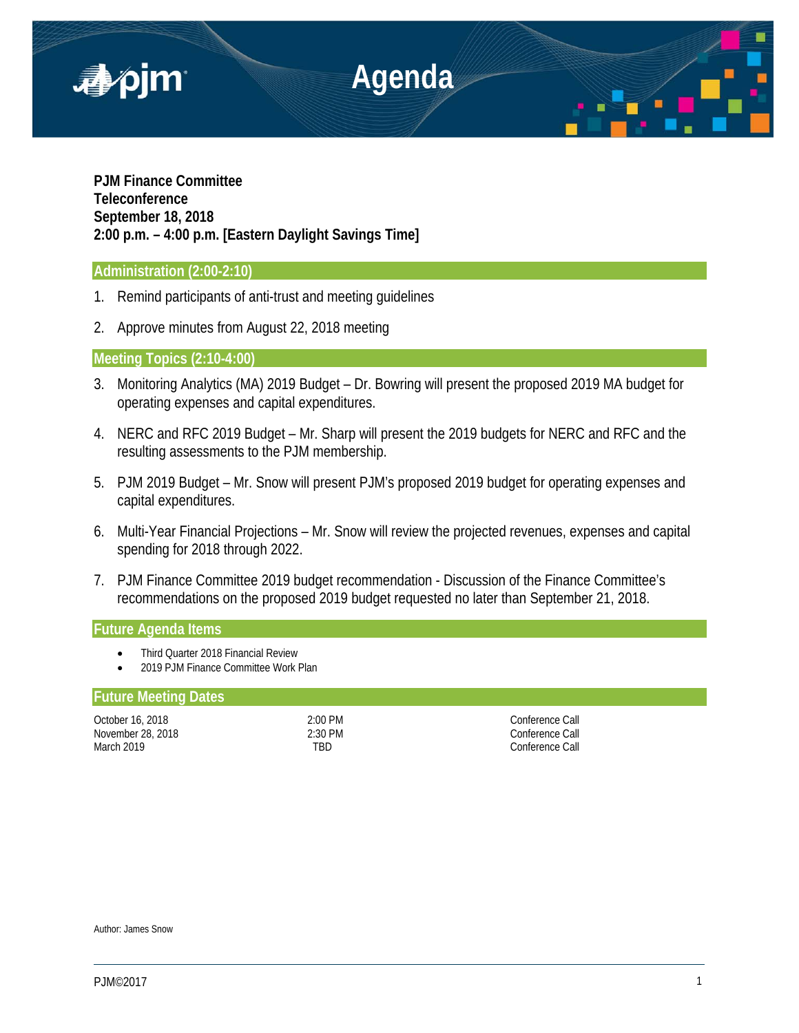# Agenda

**PJM Finance Committee**
**Teleconference**
**September 18, 2018**
**2:00 p.m. – 4:00 p.m. [Eastern Daylight Savings Time]**

## Administration (2:00-2:10)

1. Remind participants of anti-trust and meeting guidelines
2. Approve minutes from August 22, 2018 meeting

## Meeting Topics (2:10-4:00)

3. Monitoring Analytics (MA) 2019 Budget – Dr. Bowring will present the proposed 2019 MA budget for operating expenses and capital expenditures.
4. NERC and RFC 2019 Budget – Mr. Sharp will present the 2019 budgets for NERC and RFC and the resulting assessments to the PJM membership.
5. PJM 2019 Budget – Mr. Snow will present PJM's proposed 2019 budget for operating expenses and capital expenditures.
6. Multi-Year Financial Projections – Mr. Snow will review the projected revenues, expenses and capital spending for 2018 through 2022.
7. PJM Finance Committee 2019 budget recommendation - Discussion of the Finance Committee's recommendations on the proposed 2019 budget requested no later than September 21, 2018.

## Future Agenda Items

- Third Quarter 2018 Financial Review
- 2019 PJM Finance Committee Work Plan

## Future Meeting Dates

| | | |
|---|---|---|
| October 16, 2018 | 2:00 PM | Conference Call |
| November 28, 2018 | 2:30 PM | Conference Call |
| March 2019 | TBD | Conference Call |

Author: James Snow

PJM©2017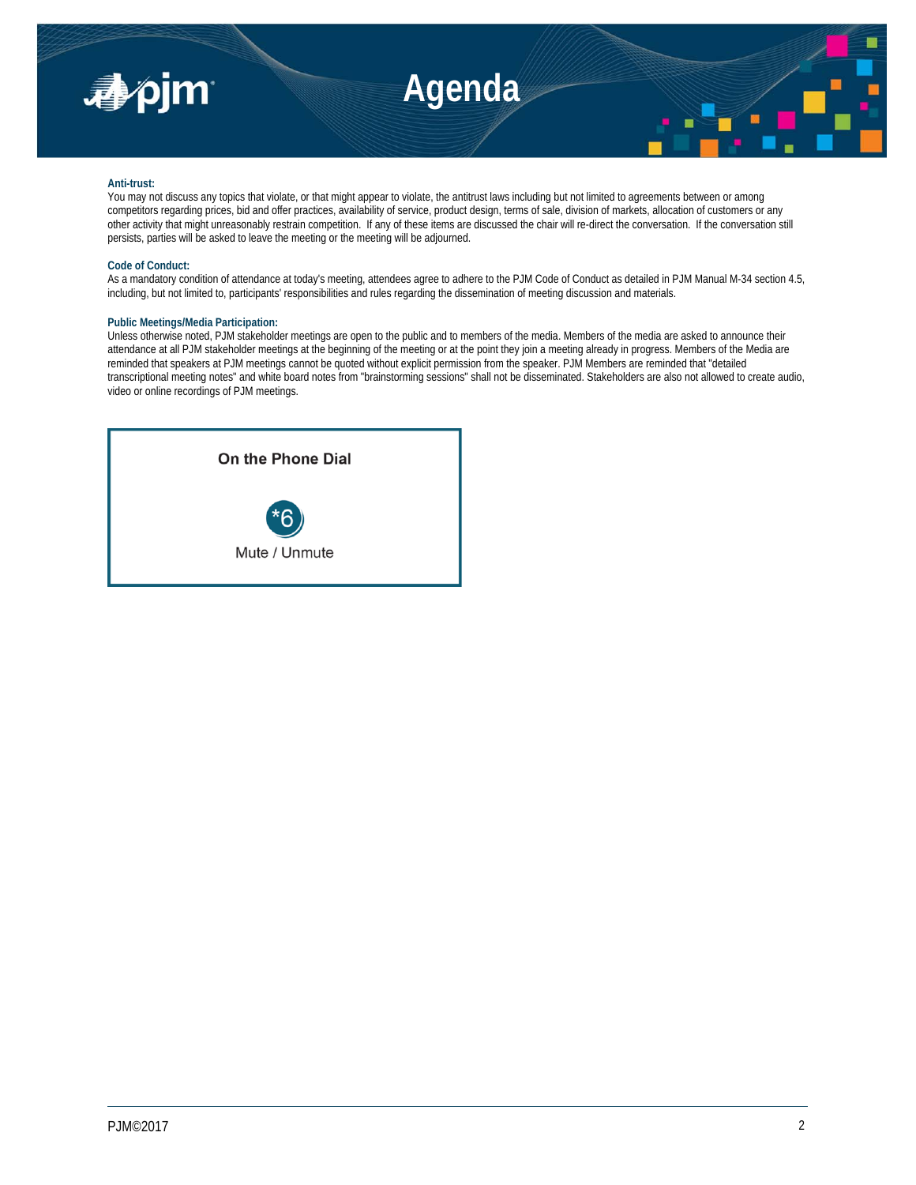# Agenda

**Anti-trust:**

You may not discuss any topics that violate, or that might appear to violate, the antitrust laws including but not limited to agreements between or among competitors regarding prices, bid and offer practices, availability of service, product design, terms of sale, division of markets, allocation of customers or any other activity that might unreasonably restrain competition. If any of these items are discussed the chair will re-direct the conversation. If the conversation still persists, parties will be asked to leave the meeting or the meeting will be adjourned.

**Code of Conduct:**

As a mandatory condition of attendance at today's meeting, attendees agree to adhere to the PJM Code of Conduct as detailed in PJM Manual M-34 section 4.5, including, but not limited to, participants' responsibilities and rules regarding the dissemination of meeting discussion and materials.

**Public Meetings/Media Participation:**

Unless otherwise noted, PJM stakeholder meetings are open to the public and to members of the media. Members of the media are asked to announce their attendance at all PJM stakeholder meetings at the beginning of the meeting or at the point they join a meeting already in progress. Members of the Media are reminded that speakers at PJM meetings cannot be quoted without explicit permission from the speaker. PJM Members are reminded that "detailed transcriptional meeting notes" and white board notes from "brainstorming sessions" shall not be disseminated. Stakeholders are also not allowed to create audio, video or online recordings of PJM meetings.

**On the Phone Dial**

*6

Mute / Unmute

PJM©2017